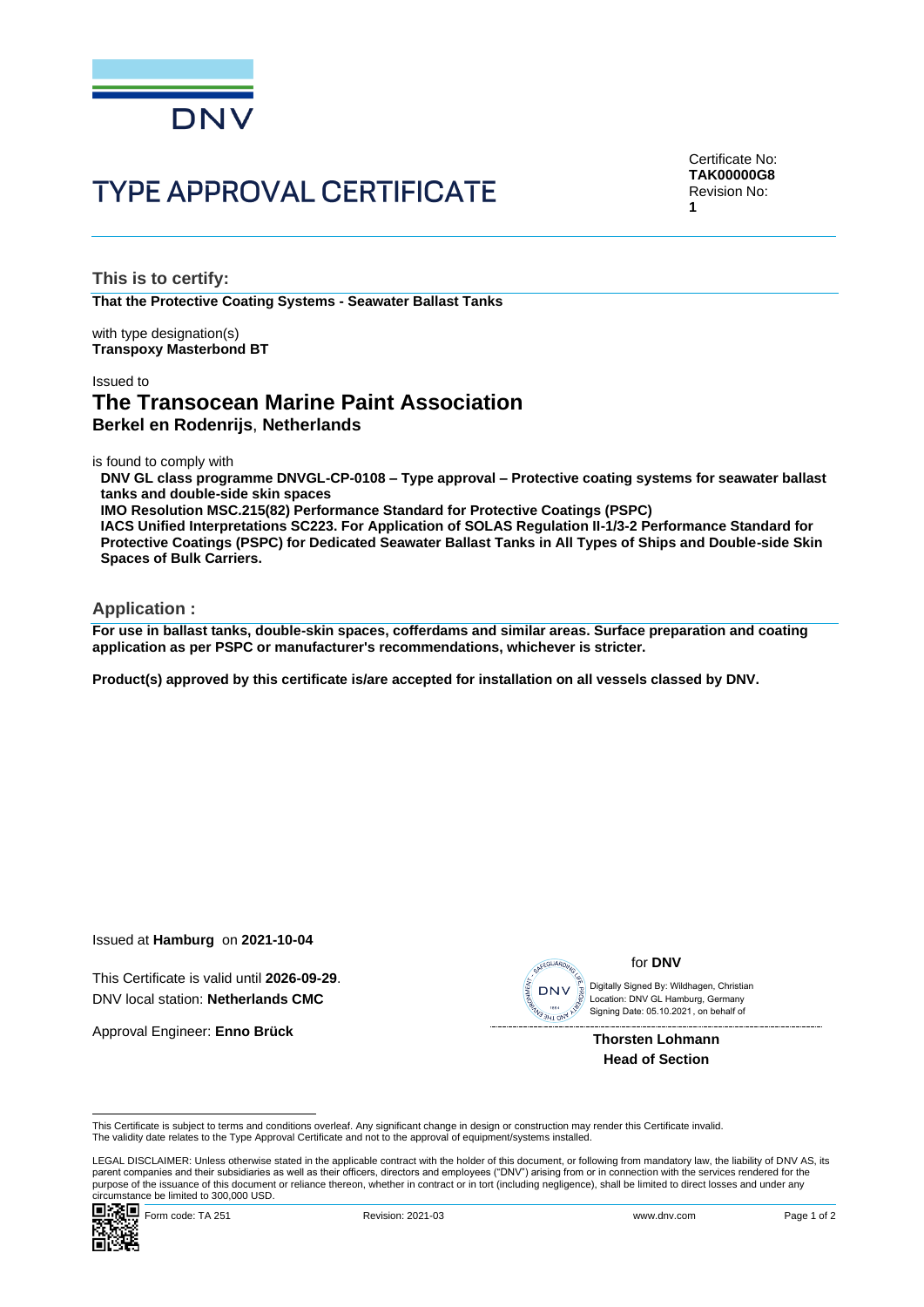DNV

# TYPE APPROVAL CERTIFICATE

Certificate No:
**TAK00000G8**
Revision No:
**1**

## This is to certify:

**That the Protective Coating Systems - Seawater Ballast Tanks**

with type designation(s)
**Transpoxy Masterbond BT**

Issued to

# The Transocean Marine Paint Association

**Berkel en Rodenrijs**, **Netherlands**

is found to comply with

**DNV GL class programme DNVGL-CP-0108 – Type approval – Protective coating systems for seawater ballast tanks and double-side skin spaces**
**IMO Resolution MSC.215(82) Performance Standard for Protective Coatings (PSPC)**
**IACS Unified Interpretations SC223. For Application of SOLAS Regulation II-1/3-2 Performance Standard for Protective Coatings (PSPC) for Dedicated Seawater Ballast Tanks in All Types of Ships and Double-side Skin Spaces of Bulk Carriers.**

## Application :

**For use in ballast tanks, double-skin spaces, cofferdams and similar areas. Surface preparation and coating application as per PSPC or manufacturer's recommendations, whichever is stricter.**

**Product(s) approved by this certificate is/are accepted for installation on all vessels classed by DNV.**

Issued at **Hamburg** on **2021-10-04**

This Certificate is valid until **2026-09-29**.
DNV local station: **Netherlands CMC**

Approval Engineer: **Enno Brück**

for **DNV**

Digitally Signed By: Wildhagen, Christian
Location: DNV GL Hamburg, Germany
Signing Date: 05.10.2021 , on behalf of

**Thorsten Lohmann**
**Head of Section**

This Certificate is subject to terms and conditions overleaf. Any significant change in design or construction may render this Certificate invalid.
The validity date relates to the Type Approval Certificate and not to the approval of equipment/systems installed.

LEGAL DISCLAIMER: Unless otherwise stated in the applicable contract with the holder of this document, or following from mandatory law, the liability of DNV AS, its parent companies and their subsidiaries as well as their officers, directors and employees ("DNV") arising from or in connection with the services rendered for the purpose of the issuance of this document or reliance thereon, whether in contract or in tort (including negligence), shall be limited to direct losses and under any circumstance be limited to 300,000 USD.

Form code: TA 251 Revision: 2021-03 www.dnv.com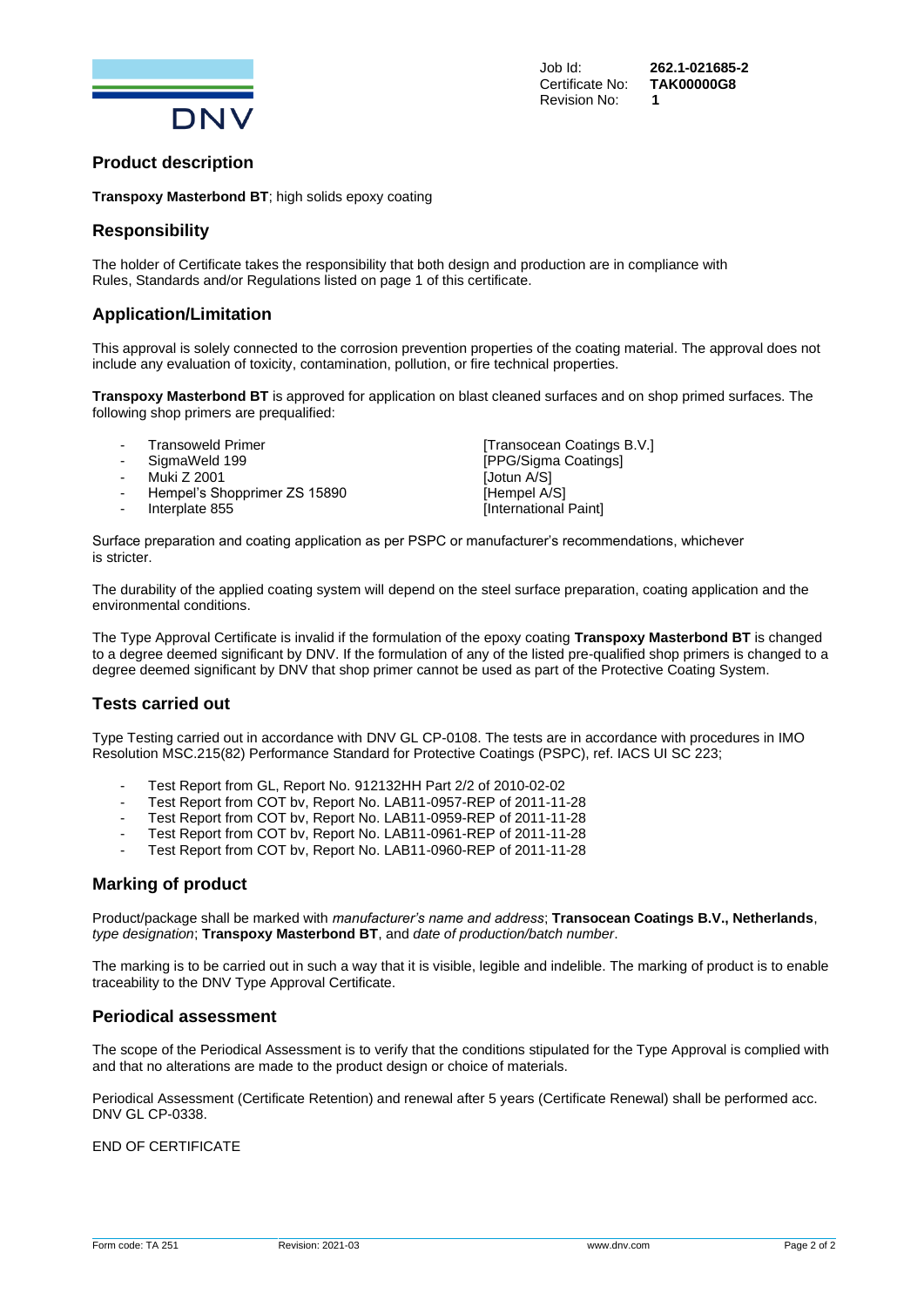Job Id: **262.1-021685-2**
Certificate No: **TAK00000G8**
Revision No: **1**

## Product description

**Transpoxy Masterbond BT**; high solids epoxy coating

## Responsibility

The holder of Certificate takes the responsibility that both design and production are in compliance with Rules, Standards and/or Regulations listed on page 1 of this certificate.

## Application/Limitation

This approval is solely connected to the corrosion prevention properties of the coating material. The approval does not include any evaluation of toxicity, contamination, pollution, or fire technical properties.

**Transpoxy Masterbond BT** is approved for application on blast cleaned surfaces and on shop primed surfaces. The following shop primers are prequalified:

- Transoweld Primer [Transocean Coatings B.V.]
- SigmaWeld 199 [PPG/Sigma Coatings]
- Muki Z 2001 [Jotun A/S]
- Hempel's Shopprimer ZS 15890 [Hempel A/S]
- Interplate 855 [International Paint]

Surface preparation and coating application as per PSPC or manufacturer's recommendations, whichever is stricter.

The durability of the applied coating system will depend on the steel surface preparation, coating application and the environmental conditions.

The Type Approval Certificate is invalid if the formulation of the epoxy coating **Transpoxy Masterbond BT** is changed to a degree deemed significant by DNV. If the formulation of any of the listed pre-qualified shop primers is changed to a degree deemed significant by DNV that shop primer cannot be used as part of the Protective Coating System.

## Tests carried out

Type Testing carried out in accordance with DNV GL CP-0108. The tests are in accordance with procedures in IMO Resolution MSC.215(82) Performance Standard for Protective Coatings (PSPC), ref. IACS UI SC 223;

- Test Report from GL, Report No. 912132HH Part 2/2 of 2010-02-02
- Test Report from COT bv, Report No. LAB11-0957-REP of 2011-11-28
- Test Report from COT bv, Report No. LAB11-0959-REP of 2011-11-28
- Test Report from COT bv, Report No. LAB11-0961-REP of 2011-11-28
- Test Report from COT bv, Report No. LAB11-0960-REP of 2011-11-28

## Marking of product

Product/package shall be marked with *manufacturer's name and address*; **Transocean Coatings B.V., Netherlands**, *type designation*; **Transpoxy Masterbond BT**, and *date of production/batch number*.

The marking is to be carried out in such a way that it is visible, legible and indelible. The marking of product is to enable traceability to the DNV Type Approval Certificate.

## Periodical assessment

The scope of the Periodical Assessment is to verify that the conditions stipulated for the Type Approval is complied with and that no alterations are made to the product design or choice of materials.

Periodical Assessment (Certificate Retention) and renewal after 5 years (Certificate Renewal) shall be performed acc. DNV GL CP-0338.

END OF CERTIFICATE